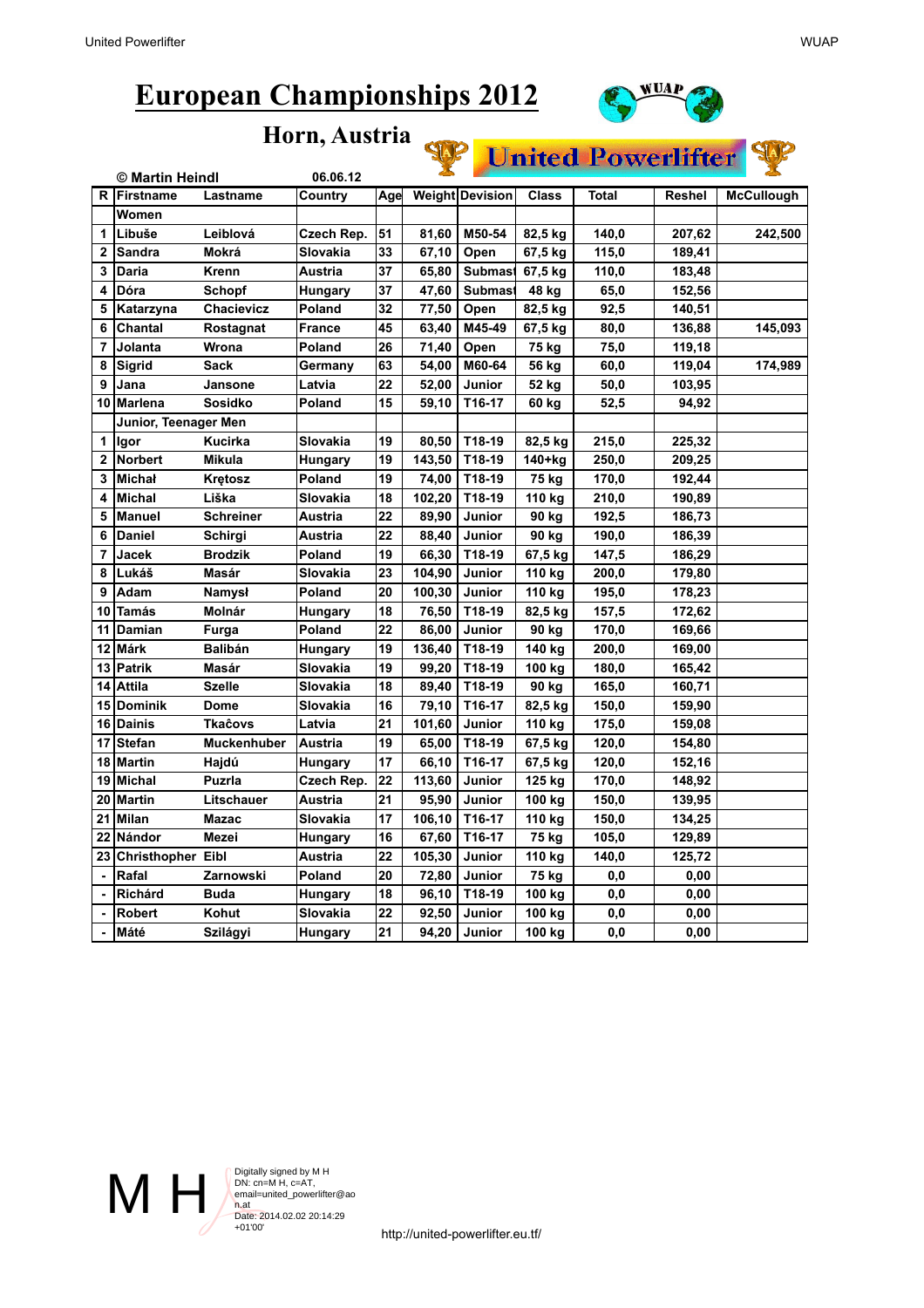# European Championships 2012

## Horn, Austria

United Powerlifter

© Martin Heindl 06.06.12

| R | Firstname | Lastname | Country | Age | Weight | Devision | Class | Total | Reshel | McCullough |
|---|---|---|---|---|---|---|---|---|---|---|
| | Women | | | | | | | | | |
| 1 | Libuše | Leiblová | Czech Rep. | 51 | 81,60 | M50-54 | 82,5 kg | 140,0 | 207,62 | 242,500 |
| 2 | Sandra | Mokrá | Slovakia | 33 | 67,10 | Open | 67,5 kg | 115,0 | 189,41 | |
| 3 | Daria | Krenn | Austria | 37 | 65,80 | Submast | 67,5 kg | 110,0 | 183,48 | |
| 4 | Dóra | Schopf | Hungary | 37 | 47,60 | Submast | 48 kg | 65,0 | 152,56 | |
| 5 | Katarzyna | Chacievicz | Poland | 32 | 77,50 | Open | 82,5 kg | 92,5 | 140,51 | |
| 6 | Chantal | Rostagnat | France | 45 | 63,40 | M45-49 | 67,5 kg | 80,0 | 136,88 | 145,093 |
| 7 | Jolanta | Wrona | Poland | 26 | 71,40 | Open | 75 kg | 75,0 | 119,18 | |
| 8 | Sigrid | Sack | Germany | 63 | 54,00 | M60-64 | 56 kg | 60,0 | 119,04 | 174,989 |
| 9 | Jana | Jansone | Latvia | 22 | 52,00 | Junior | 52 kg | 50,0 | 103,95 | |
| 10 | Marlena | Sosidko | Poland | 15 | 59,10 | T16-17 | 60 kg | 52,5 | 94,92 | |
| | Junior, Teenager Men | | | | | | | | | |
| 1 | Igor | Kucirka | Slovakia | 19 | 80,50 | T18-19 | 82,5 kg | 215,0 | 225,32 | |
| 2 | Norbert | Mikula | Hungary | 19 | 143,50 | T18-19 | 140+kg | 250,0 | 209,25 | |
| 3 | Michał | Krętosz | Poland | 19 | 74,00 | T18-19 | 75 kg | 170,0 | 192,44 | |
| 4 | Michal | Liška | Slovakia | 18 | 102,20 | T18-19 | 110 kg | 210,0 | 190,89 | |
| 5 | Manuel | Schreiner | Austria | 22 | 89,90 | Junior | 90 kg | 192,5 | 186,73 | |
| 6 | Daniel | Schirgi | Austria | 22 | 88,40 | Junior | 90 kg | 190,0 | 186,39 | |
| 7 | Jacek | Brodzik | Poland | 19 | 66,30 | T18-19 | 67,5 kg | 147,5 | 186,29 | |
| 8 | Lukáš | Masár | Slovakia | 23 | 104,90 | Junior | 110 kg | 200,0 | 179,80 | |
| 9 | Adam | Namysł | Poland | 20 | 100,30 | Junior | 110 kg | 195,0 | 178,23 | |
| 10 | Tamás | Molnár | Hungary | 18 | 76,50 | T18-19 | 82,5 kg | 157,5 | 172,62 | |
| 11 | Damian | Furga | Poland | 22 | 86,00 | Junior | 90 kg | 170,0 | 169,66 | |
| 12 | Márk | Balibán | Hungary | 19 | 136,40 | T18-19 | 140 kg | 200,0 | 169,00 | |
| 13 | Patrik | Masár | Slovakia | 19 | 99,20 | T18-19 | 100 kg | 180,0 | 165,42 | |
| 14 | Attila | Szelle | Slovakia | 18 | 89,40 | T18-19 | 90 kg | 165,0 | 160,71 | |
| 15 | Dominik | Dome | Slovakia | 16 | 79,10 | T16-17 | 82,5 kg | 150,0 | 159,90 | |
| 16 | Dainis | Tkaĉovs | Latvia | 21 | 101,60 | Junior | 110 kg | 175,0 | 159,08 | |
| 17 | Stefan | Muckenhuber | Austria | 19 | 65,00 | T18-19 | 67,5 kg | 120,0 | 154,80 | |
| 18 | Martin | Hajdú | Hungary | 17 | 66,10 | T16-17 | 67,5 kg | 120,0 | 152,16 | |
| 19 | Michal | Puzrla | Czech Rep. | 22 | 113,60 | Junior | 125 kg | 170,0 | 148,92 | |
| 20 | Martin | Litschauer | Austria | 21 | 95,90 | Junior | 100 kg | 150,0 | 139,95 | |
| 21 | Milan | Mazac | Slovakia | 17 | 106,10 | T16-17 | 110 kg | 150,0 | 134,25 | |
| 22 | Nándor | Mezei | Hungary | 16 | 67,60 | T16-17 | 75 kg | 105,0 | 129,89 | |
| 23 | Christhopher | Eibl | Austria | 22 | 105,30 | Junior | 110 kg | 140,0 | 125,72 | |
| - | Rafal | Zarnowski | Poland | 20 | 72,80 | Junior | 75 kg | 0,0 | 0,00 | |
| - | Richárd | Buda | Hungary | 18 | 96,10 | T18-19 | 100 kg | 0,0 | 0,00 | |
| - | Robert | Kohut | Slovakia | 22 | 92,50 | Junior | 100 kg | 0,0 | 0,00 | |
| - | Máté | Szilágyi | Hungary | 21 | 94,20 | Junior | 100 kg | 0,0 | 0,00 | |

M H Digitally signed by M H
DN: cn=M H, c=AT, email=united_powerlifter@aon.at
Date: 2014.02.02 20:14:29 +01'00'

http://united-powerlifter.eu.tf/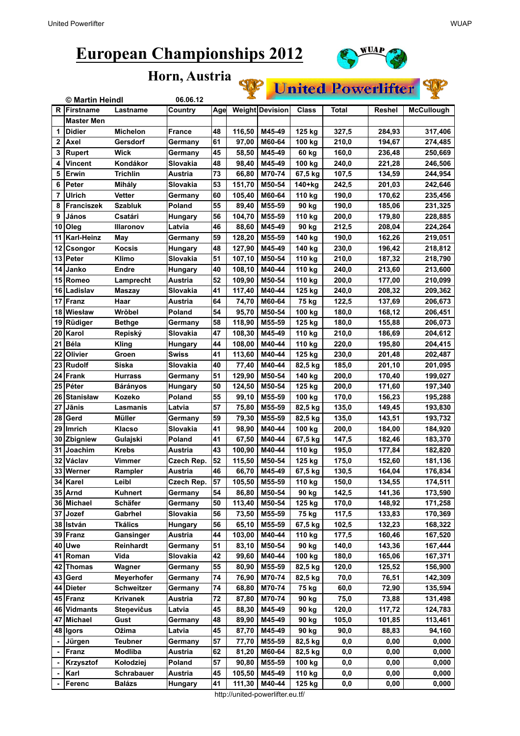# European Championships 2012

## Horn, Austria

United Powerlifter

© Martin Heindl 06.06.12

| R | Firstname | Lastname | Country | Age | Weight | Devision | Class | Total | Reshel | McCullough |
|---|---|---|---|---|---|---|---|---|---|---|
| | **Master Men** | | | | | | | | | |
| 1 | Didier | Michelon | France | 48 | 116,50 | M45-49 | 125 kg | 327,5 | 284,93 | 317,406 |
| 2 | Axel | Gersdorf | Germany | 61 | 97,00 | M60-64 | 100 kg | 210,0 | 194,67 | 274,485 |
| 3 | Rupert | Wick | Germany | 45 | 58,50 | M45-49 | 60 kg | 160,0 | 236,48 | 250,669 |
| 4 | Vincent | Kondákor | Slovakia | 48 | 98,40 | M45-49 | 100 kg | 240,0 | 221,28 | 246,506 |
| 5 | Erwin | Trichlin | Austria | 73 | 66,80 | M70-74 | 67,5 kg | 107,5 | 134,59 | 244,954 |
| 6 | Peter | Mihály | Slovakia | 53 | 151,70 | M50-54 | 140+kg | 242,5 | 201,03 | 242,646 |
| 7 | Ulrich | Vetter | Germany | 60 | 105,40 | M60-64 | 110 kg | 190,0 | 170,62 | 235,456 |
| 8 | Franciszek | Szabluk | Poland | 55 | 89,40 | M55-59 | 90 kg | 190,0 | 185,06 | 231,325 |
| 9 | János | Csatári | Hungary | 56 | 104,70 | M55-59 | 110 kg | 200,0 | 179,80 | 228,885 |
| 10 | Oleg | Illaronov | Latvia | 46 | 88,60 | M45-49 | 90 kg | 212,5 | 208,04 | 224,264 |
| 11 | Karl-Heinz | May | Germany | 59 | 128,20 | M55-59 | 140 kg | 190,0 | 162,26 | 219,051 |
| 12 | Csongor | Kocsis | Hungary | 48 | 127,90 | M45-49 | 140 kg | 230,0 | 196,42 | 218,812 |
| 13 | Peter | Klimo | Slovakia | 51 | 107,10 | M50-54 | 110 kg | 210,0 | 187,32 | 218,790 |
| 14 | Janko | Endre | Hungary | 40 | 108,10 | M40-44 | 110 kg | 240,0 | 213,60 | 213,600 |
| 15 | Romeo | Lamprecht | Austria | 52 | 109,90 | M50-54 | 110 kg | 200,0 | 177,00 | 210,099 |
| 16 | Ladislav | Maszay | Slovakia | 41 | 117,40 | M40-44 | 125 kg | 240,0 | 208,32 | 209,362 |
| 17 | Franz | Haar | Austria | 64 | 74,70 | M60-64 | 75 kg | 122,5 | 137,69 | 206,673 |
| 18 | Wiesław | Wróbel | Poland | 54 | 95,70 | M50-54 | 100 kg | 180,0 | 168,12 | 206,451 |
| 19 | Rüdiger | Bethge | Germany | 58 | 118,90 | M55-59 | 125 kg | 180,0 | 155,88 | 206,073 |
| 20 | Karol | Repiský | Slovakia | 47 | 108,30 | M45-49 | 110 kg | 210,0 | 186,69 | 204,612 |
| 21 | Béla | Kling | Hungary | 44 | 108,00 | M40-44 | 110 kg | 220,0 | 195,80 | 204,415 |
| 22 | Olivier | Groen | Swiss | 41 | 113,60 | M40-44 | 125 kg | 230,0 | 201,48 | 202,487 |
| 23 | Rudolf | Siska | Slovakia | 40 | 77,40 | M40-44 | 82,5 kg | 185,0 | 201,10 | 201,095 |
| 24 | Frank | Hurrass | Germany | 51 | 129,90 | M50-54 | 140 kg | 200,0 | 170,40 | 199,027 |
| 25 | Péter | Bárányos | Hungary | 50 | 124,50 | M50-54 | 125 kg | 200,0 | 171,60 | 197,340 |
| 26 | Stanisław | Kozeko | Poland | 55 | 99,10 | M55-59 | 100 kg | 170,0 | 156,23 | 195,288 |
| 27 | Jānis | Lasmanis | Latvia | 57 | 75,80 | M55-59 | 82,5 kg | 135,0 | 149,45 | 193,830 |
| 28 | Gerd | Müller | Germany | 59 | 79,30 | M55-59 | 82,5 kg | 135,0 | 143,51 | 193,732 |
| 29 | Imrich | Klacso | Slovakia | 41 | 98,90 | M40-44 | 100 kg | 200,0 | 184,00 | 184,920 |
| 30 | Zbigniew | Gulajski | Poland | 41 | 67,50 | M40-44 | 67,5 kg | 147,5 | 182,46 | 183,370 |
| 31 | Joachim | Krebs | Austria | 43 | 100,90 | M40-44 | 110 kg | 195,0 | 177,84 | 182,820 |
| 32 | Václav | Vimmer | Czech Rep. | 52 | 115,50 | M50-54 | 125 kg | 175,0 | 152,60 | 181,136 |
| 33 | Werner | Rampler | Austria | 46 | 66,70 | M45-49 | 67,5 kg | 130,5 | 164,04 | 176,834 |
| 34 | Karel | Leibl | Czech Rep. | 57 | 105,50 | M55-59 | 110 kg | 150,0 | 134,55 | 174,511 |
| 35 | Arnd | Kuhnert | Germany | 54 | 86,80 | M50-54 | 90 kg | 142,5 | 141,36 | 173,590 |
| 36 | Michael | Schäfer | Germany | 50 | 113,40 | M50-54 | 125 kg | 170,0 | 148,92 | 171,258 |
| 37 | Jozef | Gabrhel | Slovakia | 56 | 73,50 | M55-59 | 75 kg | 117,5 | 133,83 | 170,369 |
| 38 | István | Tkálics | Hungary | 56 | 65,10 | M55-59 | 67,5 kg | 102,5 | 132,23 | 168,322 |
| 39 | Franz | Gansinger | Austria | 44 | 103,00 | M40-44 | 110 kg | 177,5 | 160,46 | 167,520 |
| 40 | Uwe | Reinhardt | Germany | 51 | 83,10 | M50-54 | 90 kg | 140,0 | 143,36 | 167,444 |
| 41 | Roman | Vida | Slovakia | 42 | 99,60 | M40-44 | 100 kg | 180,0 | 165,06 | 167,371 |
| 42 | Thomas | Wagner | Germany | 55 | 80,90 | M55-59 | 82,5 kg | 120,0 | 125,52 | 156,900 |
| 43 | Gerd | Meyerhofer | Germany | 74 | 76,90 | M70-74 | 82,5 kg | 70,0 | 76,51 | 142,309 |
| 44 | Dieter | Schweitzer | Germany | 74 | 68,80 | M70-74 | 75 kg | 60,0 | 72,90 | 135,594 |
| 45 | Franz | Krivanek | Austria | 72 | 87,80 | M70-74 | 90 kg | 75,0 | 73,88 | 131,498 |
| 46 | Vidmants | Steņevičus | Latvia | 45 | 88,30 | M45-49 | 90 kg | 120,0 | 117,72 | 124,783 |
| 47 | Michael | Gust | Germany | 48 | 89,90 | M45-49 | 90 kg | 105,0 | 101,85 | 113,461 |
| 48 | Igors | Ožima | Latvia | 45 | 87,70 | M45-49 | 90 kg | 90,0 | 88,83 | 94,160 |
| - | Jürgen | Teubner | Germany | 57 | 77,70 | M55-59 | 82,5 kg | 0,0 | 0,00 | 0,000 |
| - | Franz | Modliba | Austria | 62 | 81,20 | M60-64 | 82,5 kg | 0,0 | 0,00 | 0,000 |
| - | Krzysztof | Kołodziej | Poland | 57 | 90,80 | M55-59 | 100 kg | 0,0 | 0,00 | 0,000 |
| - | Karl | Schrabauer | Austria | 45 | 105,50 | M45-49 | 110 kg | 0,0 | 0,00 | 0,000 |
| - | Ferenc | Balázs | Hungary | 41 | 111,30 | M40-44 | 125 kg | 0,0 | 0,00 | 0,000 |

http://united-powerlifter.eu.tf/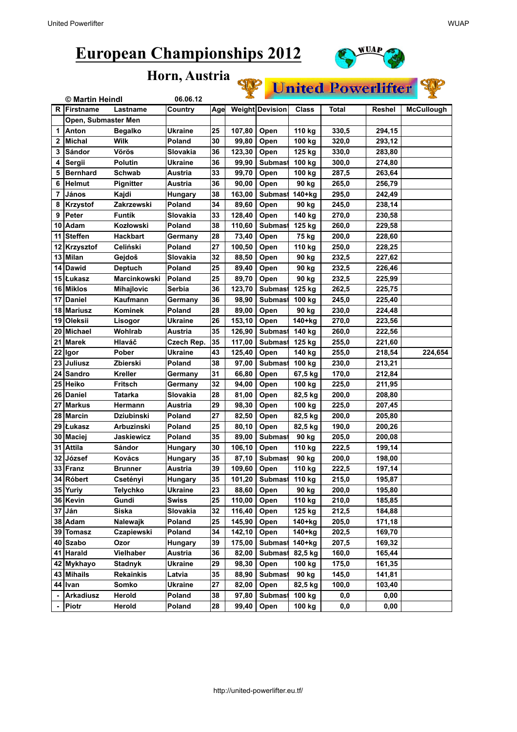# European Championships 2012

## Horn, Austria

United Powerlifter

© Martin Heindl 06.06.12

| R | Firstname | Lastname | Country | Age | Weight | Devision | Class | Total | Reshel | McCullough |
|---|---|---|---|---|---|---|---|---|---|---|
| | Open, Submaster Men | | | | | | | | | |
| 1 | Anton | Begalko | Ukraine | 25 | 107,80 | Open | 110 kg | 330,5 | 294,15 | |
| 2 | Michal | Wilk | Poland | 30 | 99,80 | Open | 100 kg | 320,0 | 293,12 | |
| 3 | Sándor | Vörös | Slovakia | 36 | 123,30 | Open | 125 kg | 330,0 | 283,80 | |
| 4 | Sergii | Polutin | Ukraine | 36 | 99,90 | Submast | 100 kg | 300,0 | 274,80 | |
| 5 | Bernhard | Schwab | Austria | 33 | 99,70 | Open | 100 kg | 287,5 | 263,64 | |
| 6 | Helmut | Pignitter | Austria | 36 | 90,00 | Open | 90 kg | 265,0 | 256,79 | |
| 7 | János | Kajdi | Hungary | 38 | 163,00 | Submast | 140+kg | 295,0 | 242,49 | |
| 8 | Krzystof | Zakrzewski | Poland | 34 | 89,60 | Open | 90 kg | 245,0 | 238,14 | |
| 9 | Peter | Funtík | Slovakia | 33 | 128,40 | Open | 140 kg | 270,0 | 230,58 | |
| 10 | Adam | Kozłowski | Poland | 38 | 110,60 | Submast | 125 kg | 260,0 | 229,58 | |
| 11 | Steffen | Hackbart | Germany | 28 | 73,40 | Open | 75 kg | 200,0 | 228,60 | |
| 12 | Krzysztof | Celiński | Poland | 27 | 100,50 | Open | 110 kg | 250,0 | 228,25 | |
| 13 | Milan | Gejdoš | Slovakia | 32 | 88,50 | Open | 90 kg | 232,5 | 227,62 | |
| 14 | Dawid | Deptuch | Poland | 25 | 89,40 | Open | 90 kg | 232,5 | 226,46 | |
| 15 | Łukasz | Marcinkowski | Poland | 25 | 89,70 | Open | 90 kg | 232,5 | 225,99 | |
| 16 | Miklos | Mihajlovic | Serbia | 36 | 123,70 | Submast | 125 kg | 262,5 | 225,75 | |
| 17 | Daniel | Kaufmann | Germany | 36 | 98,90 | Submast | 100 kg | 245,0 | 225,40 | |
| 18 | Mariusz | Kominek | Poland | 28 | 89,00 | Open | 90 kg | 230,0 | 224,48 | |
| 19 | Oleksii | Lisogor | Ukraine | 26 | 153,10 | Open | 140+kg | 270,0 | 223,56 | |
| 20 | Michael | Wohlrab | Austria | 35 | 126,90 | Submast | 140 kg | 260,0 | 222,56 | |
| 21 | Marek | Hlaváč | Czech Rep. | 35 | 117,00 | Submast | 125 kg | 255,0 | 221,60 | |
| 22 | Igor | Pober | Ukraine | 43 | 125,40 | Open | 140 kg | 255,0 | 218,54 | 224,654 |
| 23 | Juliusz | Zbierski | Poland | 38 | 97,00 | Submast | 100 kg | 230,0 | 213,21 | |
| 24 | Sandro | Kreller | Germany | 31 | 66,80 | Open | 67,5 kg | 170,0 | 212,84 | |
| 25 | Heiko | Fritsch | Germany | 32 | 94,00 | Open | 100 kg | 225,0 | 211,95 | |
| 26 | Daniel | Tatarka | Slovakia | 28 | 81,00 | Open | 82,5 kg | 200,0 | 208,80 | |
| 27 | Markus | Hermann | Austria | 29 | 98,30 | Open | 100 kg | 225,0 | 207,45 | |
| 28 | Marcin | Dziubinski | Poland | 27 | 82,50 | Open | 82,5 kg | 200,0 | 205,80 | |
| 29 | Łukasz | Arbuzinski | Poland | 25 | 80,10 | Open | 82,5 kg | 190,0 | 200,26 | |
| 30 | Maciej | Jaskiewicz | Poland | 35 | 89,00 | Submast | 90 kg | 205,0 | 200,08 | |
| 31 | Attila | Sándor | Hungary | 30 | 106,10 | Open | 110 kg | 222,5 | 199,14 | |
| 32 | József | Kovács | Hungary | 35 | 87,10 | Submast | 90 kg | 200,0 | 198,00 | |
| 33 | Franz | Brunner | Austria | 39 | 109,60 | Open | 110 kg | 222,5 | 197,14 | |
| 34 | Róbert | Csetényi | Hungary | 35 | 101,20 | Submast | 110 kg | 215,0 | 195,87 | |
| 35 | Yuriy | Telychko | Ukraine | 23 | 88,60 | Open | 90 kg | 200,0 | 195,80 | |
| 36 | Kevin | Gundi | Swiss | 25 | 110,00 | Open | 110 kg | 210,0 | 185,85 | |
| 37 | Ján | Siska | Slovakia | 32 | 116,40 | Open | 125 kg | 212,5 | 184,88 | |
| 38 | Adam | Nalewajk | Poland | 25 | 145,90 | Open | 140+kg | 205,0 | 171,18 | |
| 39 | Tomasz | Czapiewski | Poland | 34 | 142,10 | Open | 140+kg | 202,5 | 169,70 | |
| 40 | Szabo | Ozor | Hungary | 39 | 175,00 | Submast | 140+kg | 207,5 | 169,32 | |
| 41 | Harald | Vielhaber | Austria | 36 | 82,00 | Submast | 82,5 kg | 160,0 | 165,44 | |
| 42 | Mykhayo | Stadnyk | Ukraine | 29 | 98,30 | Open | 100 kg | 175,0 | 161,35 | |
| 43 | Mihails | Rekainkis | Latvia | 35 | 88,90 | Submast | 90 kg | 145,0 | 141,81 | |
| 44 | Ivan | Somko | Ukraine | 27 | 82,00 | Open | 82,5 kg | 100,0 | 103,40 | |
| - | Arkadiusz | Herold | Poland | 38 | 97,80 | Submast | 100 kg | 0,0 | 0,00 | |
| - | Piotr | Herold | Poland | 28 | 99,40 | Open | 100 kg | 0,0 | 0,00 | |

http://united-powerlifter.eu.tf/